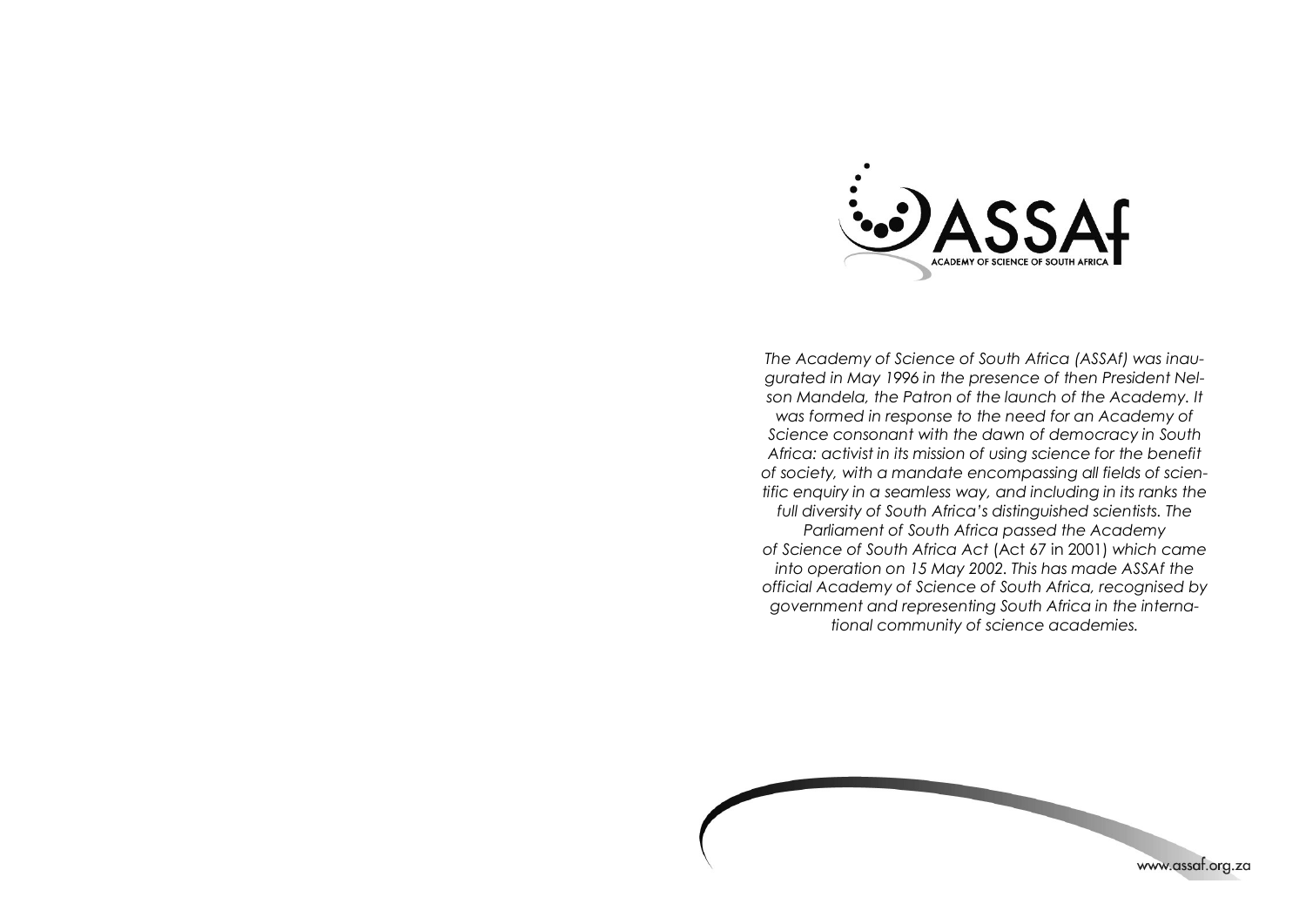ASSAf

ACADEMY OF SCIENCE OF SOUTH AFRICA

*The Academy of Science of South Africa (ASSAf) was inaugurated in May 1996 in the presence of then President Nelson Mandela, the Patron of the launch of the Academy. It was formed in response to the need for an Academy of Science consonant with the dawn of democracy in South Africa: activist in its mission of using science for the benefit of society, with a mandate encompassing all fields of scientific enquiry in a seamless way, and including in its ranks the full diversity of South Africa's distinguished scientists. The Parliament of South Africa passed the Academy of Science of South Africa Act* (Act 67 in 2001) *which came into operation on 15 May 2002. This has made ASSAf the official Academy of Science of South Africa, recognised by government and representing South Africa in the international community of science academies.*

www.assaf.org.za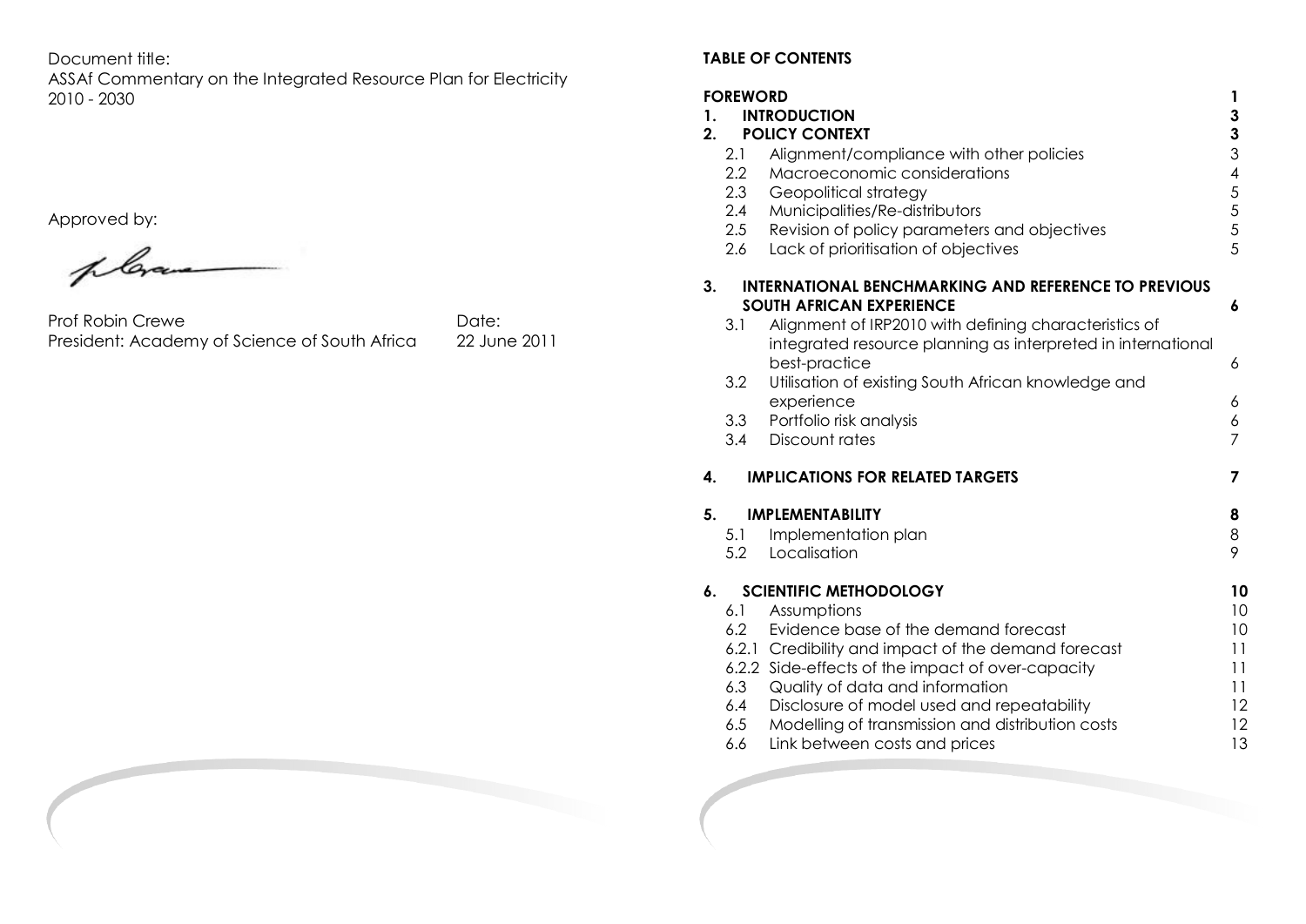Document title:
ASSAf Commentary on the Integrated Resource Plan for Electricity 2010 - 2030

Approved by:

Prof Robin Crewe
President: Academy of Science of South Africa

Date:
22 June 2011

**TABLE OF CONTENTS**

| | | |
|---|---|---|
| **FOREWORD** | | **1** |
| **1.** | **INTRODUCTION** | **3** |
| **2.** | **POLICY CONTEXT** | **3** |
| 2.1 | Alignment/compliance with other policies | 3 |
| 2.2 | Macroeconomic considerations | 4 |
| 2.3 | Geopolitical strategy | 5 |
| 2.4 | Municipalities/Re-distributors | 5 |
| 2.5 | Revision of policy parameters and objectives | 5 |
| 2.6 | Lack of prioritisation of objectives | 5 |
| **3.** | **INTERNATIONAL BENCHMARKING AND REFERENCE TO PREVIOUS SOUTH AFRICAN EXPERIENCE** | **6** |
| 3.1 | Alignment of IRP2010 with defining characteristics of integrated resource planning as interpreted in international best-practice | 6 |
| 3.2 | Utilisation of existing South African knowledge and experience | 6 |
| 3.3 | Portfolio risk analysis | 6 |
| 3.4 | Discount rates | 7 |
| **4.** | **IMPLICATIONS FOR RELATED TARGETS** | **7** |
| **5.** | **IMPLEMENTABILITY** | **8** |
| 5.1 | Implementation plan | 8 |
| 5.2 | Localisation | 9 |
| **6.** | **SCIENTIFIC METHODOLOGY** | **10** |
| 6.1 | Assumptions | 10 |
| 6.2 | Evidence base of the demand forecast | 10 |
| 6.2.1 | Credibility and impact of the demand forecast | 11 |
| 6.2.2 | Side-effects of the impact of over-capacity | 11 |
| 6.3 | Quality of data and information | 11 |
| 6.4 | Disclosure of model used and repeatability | 12 |
| 6.5 | Modelling of transmission and distribution costs | 12 |
| 6.6 | Link between costs and prices | 13 |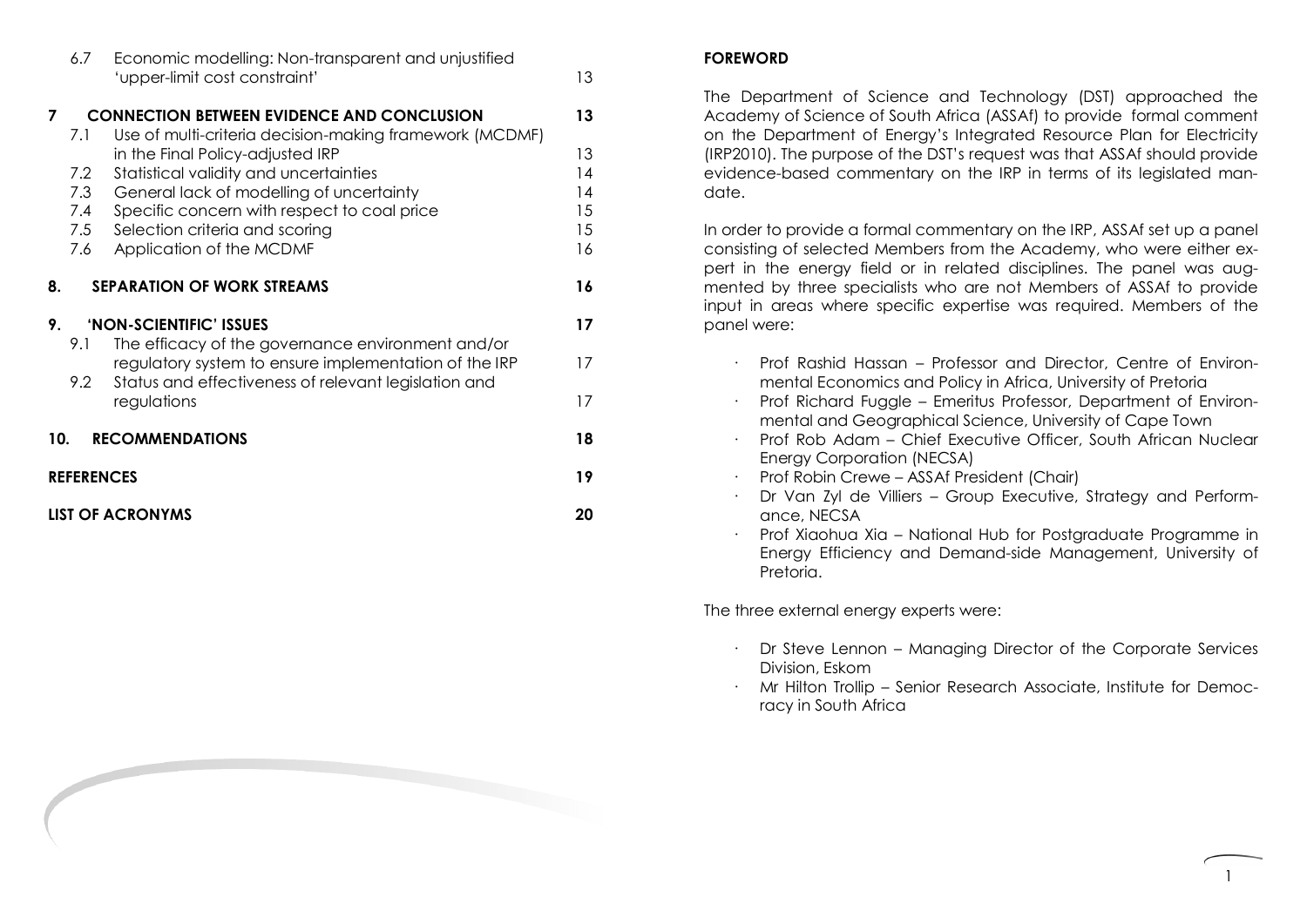| | | |
|---|---|---|
| 6.7 | Economic modelling: Non-transparent and unjustified 'upper-limit cost constraint' | 13 |
| **7** | **CONNECTION BETWEEN EVIDENCE AND CONCLUSION** | **13** |
| 7.1 | Use of multi-criteria decision-making framework (MCDMF) in the Final Policy-adjusted IRP | 13 |
| 7.2 | Statistical validity and uncertainties | 14 |
| 7.3 | General lack of modelling of uncertainty | 14 |
| 7.4 | Specific concern with respect to coal price | 15 |
| 7.5 | Selection criteria and scoring | 15 |
| 7.6 | Application of the MCDMF | 16 |
| **8.** | **SEPARATION OF WORK STREAMS** | **16** |
| **9.** | **'NON-SCIENTIFIC' ISSUES** | **17** |
| 9.1 | The efficacy of the governance environment and/or regulatory system to ensure implementation of the IRP | 17 |
| 9.2 | Status and effectiveness of relevant legislation and regulations | 17 |
| **10.** | **RECOMMENDATIONS** | **18** |
| | **REFERENCES** | **19** |
| | **LIST OF ACRONYMS** | **20** |

## FOREWORD

The Department of Science and Technology (DST) approached the Academy of Science of South Africa (ASSAf) to provide formal comment on the Department of Energy's Integrated Resource Plan for Electricity (IRP2010). The purpose of the DST's request was that ASSAf should provide evidence-based commentary on the IRP in terms of its legislated mandate.

In order to provide a formal commentary on the IRP, ASSAf set up a panel consisting of selected Members from the Academy, who were either expert in the energy field or in related disciplines. The panel was augmented by three specialists who are not Members of ASSAf to provide input in areas where specific expertise was required. Members of the panel were:

- Prof Rashid Hassan – Professor and Director, Centre of Environmental Economics and Policy in Africa, University of Pretoria
- Prof Richard Fuggle – Emeritus Professor, Department of Environmental and Geographical Science, University of Cape Town
- Prof Rob Adam – Chief Executive Officer, South African Nuclear Energy Corporation (NECSA)
- Prof Robin Crewe – ASSAf President (Chair)
- Dr Van Zyl de Villiers – Group Executive, Strategy and Performance, NECSA
- Prof Xiaohua Xia – National Hub for Postgraduate Programme in Energy Efficiency and Demand-side Management, University of Pretoria.

The three external energy experts were:

- Dr Steve Lennon – Managing Director of the Corporate Services Division, Eskom
- Mr Hilton Trollip – Senior Research Associate, Institute for Democracy in South Africa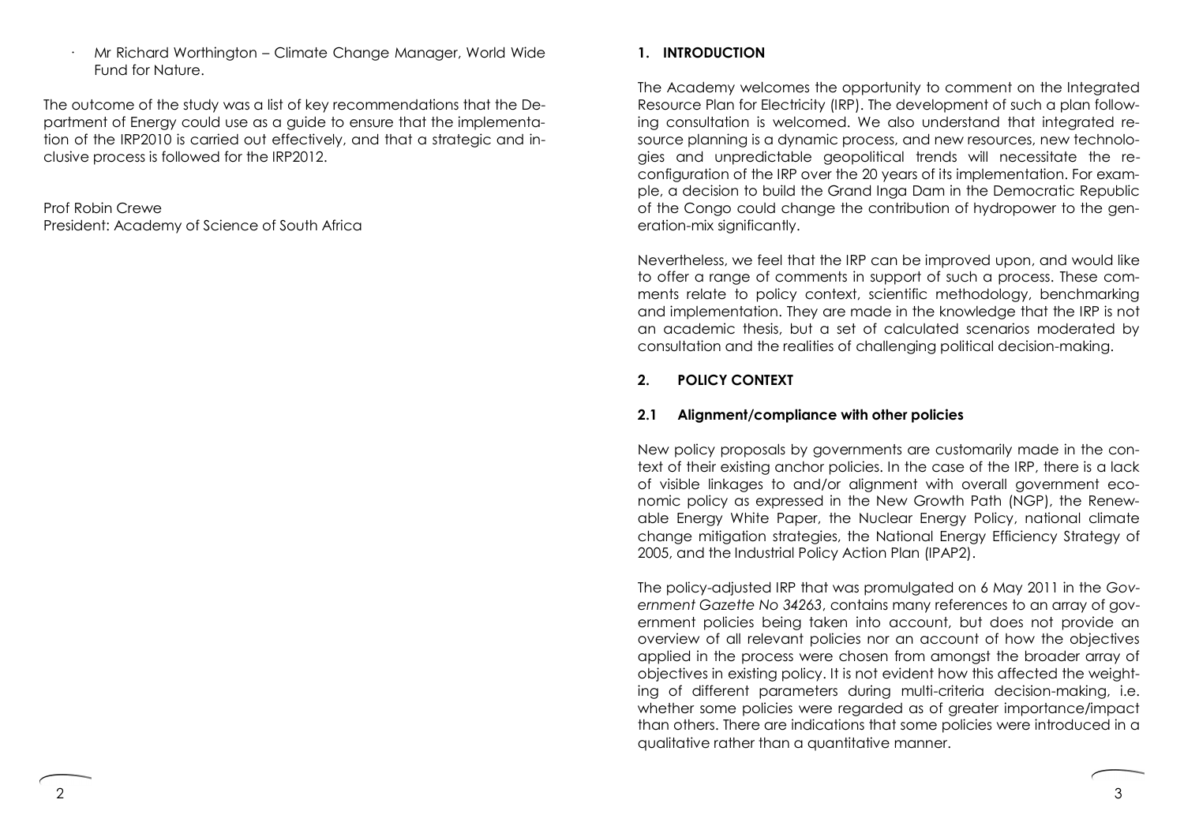- Mr Richard Worthington – Climate Change Manager, World Wide Fund for Nature.

The outcome of the study was a list of key recommendations that the Department of Energy could use as a guide to ensure that the implementation of the IRP2010 is carried out effectively, and that a strategic and inclusive process is followed for the IRP2012.

Prof Robin Crewe
President: Academy of Science of South Africa

## 1. INTRODUCTION

The Academy welcomes the opportunity to comment on the Integrated Resource Plan for Electricity (IRP). The development of such a plan following consultation is welcomed. We also understand that integrated resource planning is a dynamic process, and new resources, new technologies and unpredictable geopolitical trends will necessitate the reconfiguration of the IRP over the 20 years of its implementation. For example, a decision to build the Grand Inga Dam in the Democratic Republic of the Congo could change the contribution of hydropower to the generation-mix significantly.

Nevertheless, we feel that the IRP can be improved upon, and would like to offer a range of comments in support of such a process. These comments relate to policy context, scientific methodology, benchmarking and implementation. They are made in the knowledge that the IRP is not an academic thesis, but a set of calculated scenarios moderated by consultation and the realities of challenging political decision-making.

## 2. POLICY CONTEXT

### 2.1 Alignment/compliance with other policies

New policy proposals by governments are customarily made in the context of their existing anchor policies. In the case of the IRP, there is a lack of visible linkages to and/or alignment with overall government economic policy as expressed in the New Growth Path (NGP), the Renewable Energy White Paper, the Nuclear Energy Policy, national climate change mitigation strategies, the National Energy Efficiency Strategy of 2005, and the Industrial Policy Action Plan (IPAP2).

The policy-adjusted IRP that was promulgated on 6 May 2011 in the *Government Gazette No 34263*, contains many references to an array of government policies being taken into account, but does not provide an overview of all relevant policies nor an account of how the objectives applied in the process were chosen from amongst the broader array of objectives in existing policy. It is not evident how this affected the weighting of different parameters during multi-criteria decision-making, i.e. whether some policies were regarded as of greater importance/impact than others. There are indications that some policies were introduced in a qualitative rather than a quantitative manner.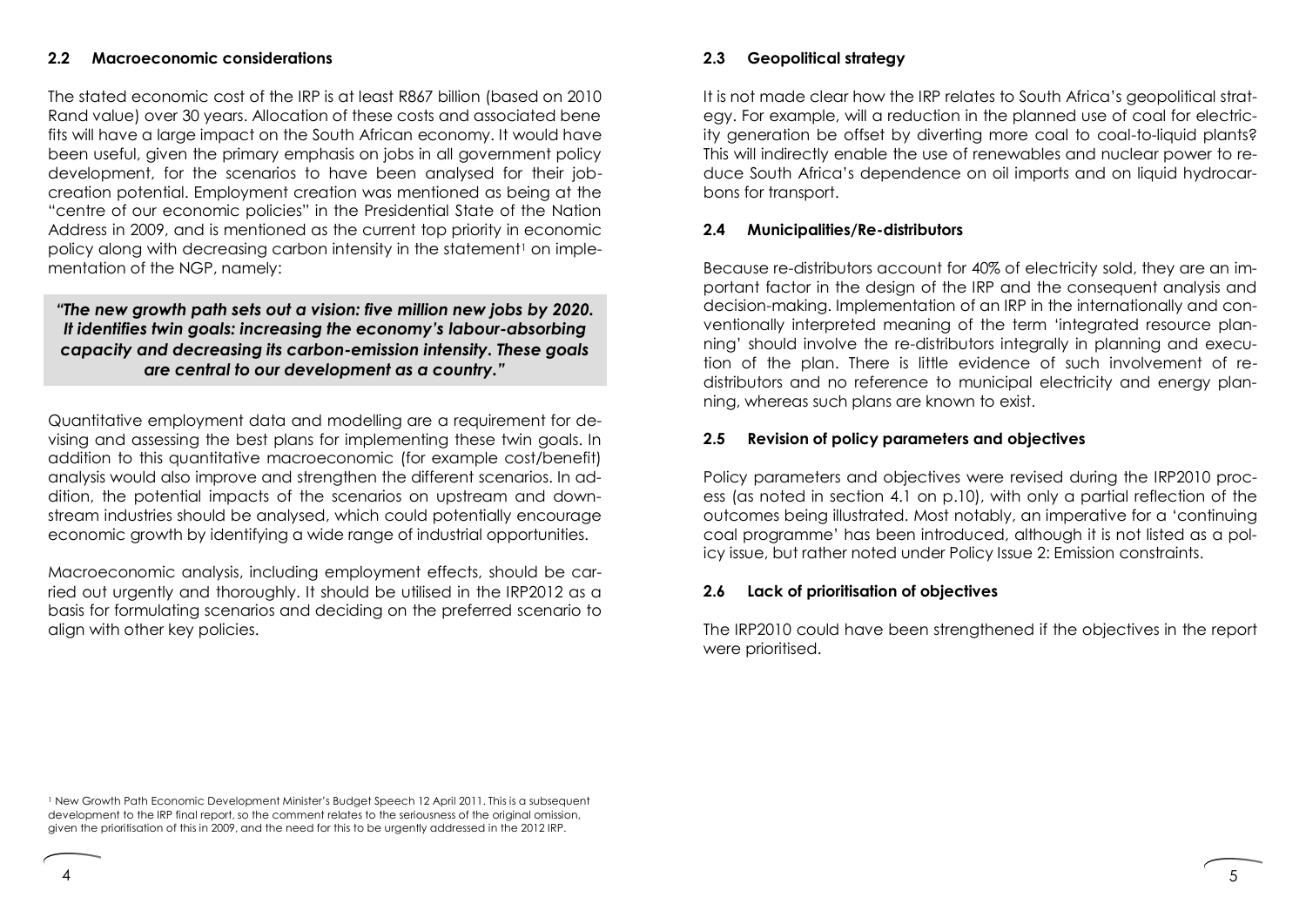### 2.2 Macroeconomic considerations

The stated economic cost of the IRP is at least R867 billion (based on 2010 Rand value) over 30 years. Allocation of these costs and associated bene fits will have a large impact on the South African economy. It would have been useful, given the primary emphasis on jobs in all government policy development, for the scenarios to have been analysed for their job-creation potential. Employment creation was mentioned as being at the "centre of our economic policies" in the Presidential State of the Nation Address in 2009, and is mentioned as the current top priority in economic policy along with decreasing carbon intensity in the statement[1] on implementation of the NGP, namely:

> ***"The new growth path sets out a vision: five million new jobs by 2020. It identifies twin goals: increasing the economy's labour-absorbing capacity and decreasing its carbon-emission intensity. These goals are central to our development as a country."***

Quantitative employment data and modelling are a requirement for devising and assessing the best plans for implementing these twin goals. In addition to this quantitative macroeconomic (for example cost/benefit) analysis would also improve and strengthen the different scenarios. In addition, the potential impacts of the scenarios on upstream and downstream industries should be analysed, which could potentially encourage economic growth by identifying a wide range of industrial opportunities.

Macroeconomic analysis, including employment effects, should be carried out urgently and thoroughly. It should be utilised in the IRP2012 as a basis for formulating scenarios and deciding on the preferred scenario to align with other key policies.

[1] New Growth Path Economic Development Minister's Budget Speech 12 April 2011. This is a subsequent development to the IRP final report, so the comment relates to the seriousness of the original omission, given the prioritisation of this in 2009, and the need for this to be urgently addressed in the 2012 IRP.

### 2.3 Geopolitical strategy

It is not made clear how the IRP relates to South Africa's geopolitical strategy. For example, will a reduction in the planned use of coal for electricity generation be offset by diverting more coal to coal-to-liquid plants? This will indirectly enable the use of renewables and nuclear power to reduce South Africa's dependence on oil imports and on liquid hydrocarbons for transport.

### 2.4 Municipalities/Re-distributors

Because re-distributors account for 40% of electricity sold, they are an important factor in the design of the IRP and the consequent analysis and decision-making. Implementation of an IRP in the internationally and conventionally interpreted meaning of the term 'integrated resource planning' should involve the re-distributors integrally in planning and execution of the plan. There is little evidence of such involvement of re-distributors and no reference to municipal electricity and energy planning, whereas such plans are known to exist.

### 2.5 Revision of policy parameters and objectives

Policy parameters and objectives were revised during the IRP2010 process (as noted in section 4.1 on p.10), with only a partial reflection of the outcomes being illustrated. Most notably, an imperative for a 'continuing coal programme' has been introduced, although it is not listed as a policy issue, but rather noted under Policy Issue 2: Emission constraints.

### 2.6 Lack of prioritisation of objectives

The IRP2010 could have been strengthened if the objectives in the report were prioritised.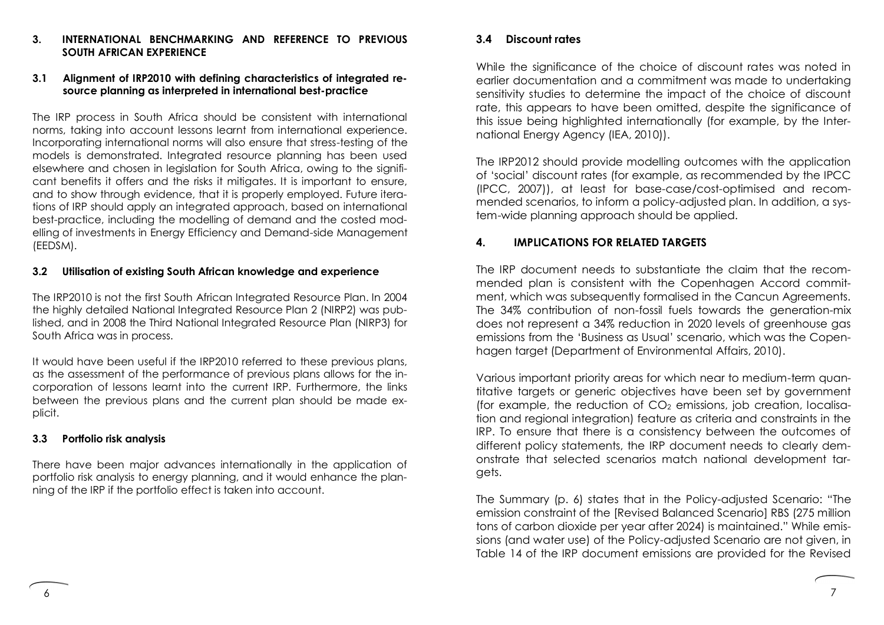## 3. INTERNATIONAL BENCHMARKING AND REFERENCE TO PREVIOUS SOUTH AFRICAN EXPERIENCE

### 3.1 Alignment of IRP2010 with defining characteristics of integrated resource planning as interpreted in international best-practice

The IRP process in South Africa should be consistent with international norms, taking into account lessons learnt from international experience. Incorporating international norms will also ensure that stress-testing of the models is demonstrated. Integrated resource planning has been used elsewhere and chosen in legislation for South Africa, owing to the significant benefits it offers and the risks it mitigates. It is important to ensure, and to show through evidence, that it is properly employed. Future iterations of IRP should apply an integrated approach, based on international best-practice, including the modelling of demand and the costed modelling of investments in Energy Efficiency and Demand-side Management (EEDSM).

### 3.2 Utilisation of existing South African knowledge and experience

The IRP2010 is not the first South African Integrated Resource Plan. In 2004 the highly detailed National Integrated Resource Plan 2 (NIRP2) was published, and in 2008 the Third National Integrated Resource Plan (NIRP3) for South Africa was in process.

It would have been useful if the IRP2010 referred to these previous plans, as the assessment of the performance of previous plans allows for the incorporation of lessons learnt into the current IRP. Furthermore, the links between the previous plans and the current plan should be made explicit.

### 3.3 Portfolio risk analysis

There have been major advances internationally in the application of portfolio risk analysis to energy planning, and it would enhance the planning of the IRP if the portfolio effect is taken into account.

### 3.4 Discount rates

While the significance of the choice of discount rates was noted in earlier documentation and a commitment was made to undertaking sensitivity studies to determine the impact of the choice of discount rate, this appears to have been omitted, despite the significance of this issue being highlighted internationally (for example, by the International Energy Agency (IEA, 2010)).

The IRP2012 should provide modelling outcomes with the application of 'social' discount rates (for example, as recommended by the IPCC (IPCC, 2007)), at least for base-case/cost-optimised and recommended scenarios, to inform a policy-adjusted plan. In addition, a system-wide planning approach should be applied.

## 4. IMPLICATIONS FOR RELATED TARGETS

The IRP document needs to substantiate the claim that the recommended plan is consistent with the Copenhagen Accord commitment, which was subsequently formalised in the Cancun Agreements. The 34% contribution of non-fossil fuels towards the generation-mix does not represent a 34% reduction in 2020 levels of greenhouse gas emissions from the 'Business as Usual' scenario, which was the Copenhagen target (Department of Environmental Affairs, 2010).

Various important priority areas for which near to medium-term quantitative targets or generic objectives have been set by government (for example, the reduction of $CO_2$ emissions, job creation, localisation and regional integration) feature as criteria and constraints in the IRP. To ensure that there is a consistency between the outcomes of different policy statements, the IRP document needs to clearly demonstrate that selected scenarios match national development targets.

The Summary (p. 6) states that in the Policy-adjusted Scenario: "The emission constraint of the [Revised Balanced Scenario] RBS (275 million tons of carbon dioxide per year after 2024) is maintained." While emissions (and water use) of the Policy-adjusted Scenario are not given, in Table 14 of the IRP document emissions are provided for the Revised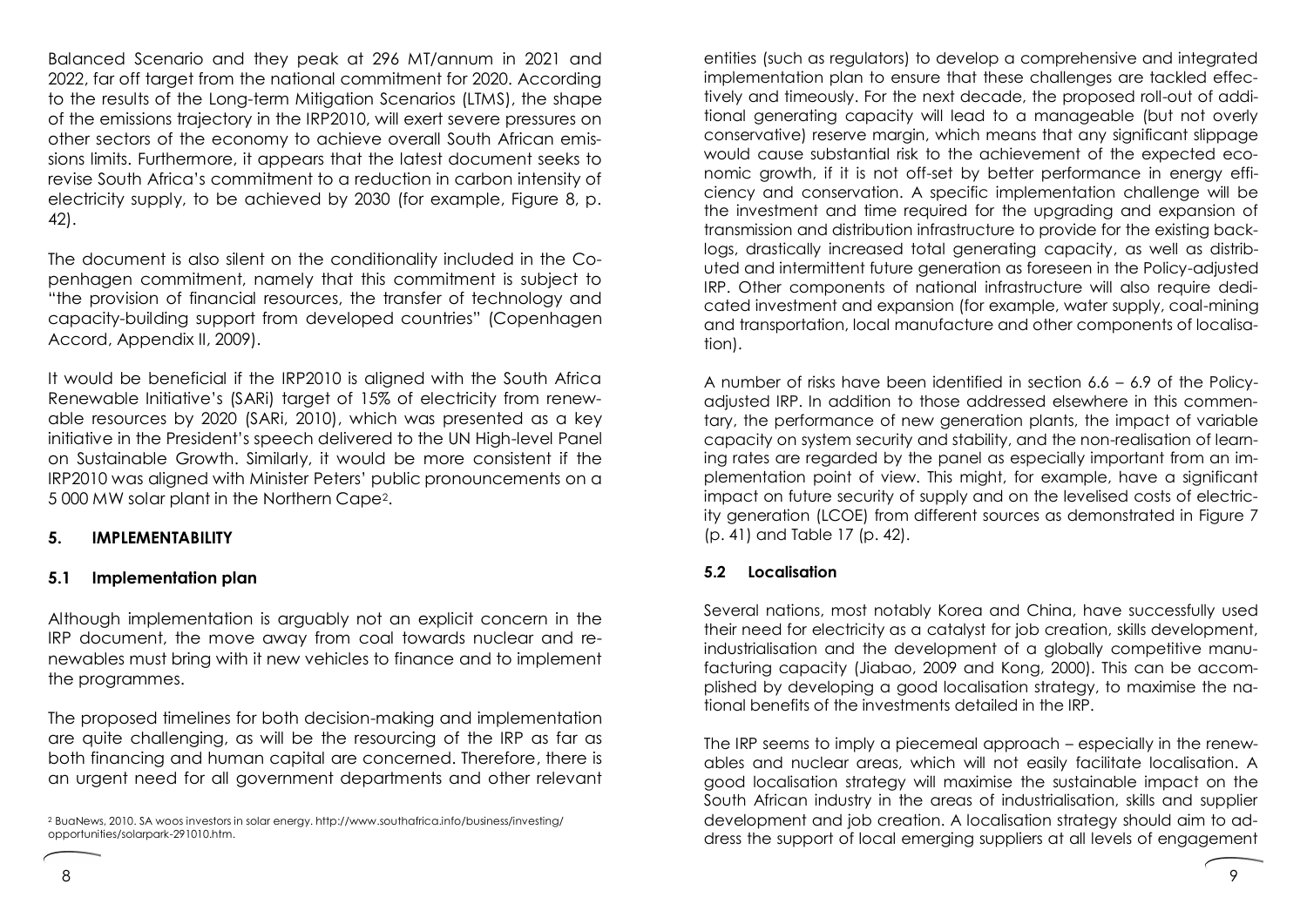Balanced Scenario and they peak at 296 MT/annum in 2021 and 2022, far off target from the national commitment for 2020. According to the results of the Long-term Mitigation Scenarios (LTMS), the shape of the emissions trajectory in the IRP2010, will exert severe pressures on other sectors of the economy to achieve overall South African emissions limits. Furthermore, it appears that the latest document seeks to revise South Africa's commitment to a reduction in carbon intensity of electricity supply, to be achieved by 2030 (for example, Figure 8, p. 42).

The document is also silent on the conditionality included in the Copenhagen commitment, namely that this commitment is subject to "the provision of financial resources, the transfer of technology and capacity-building support from developed countries" (Copenhagen Accord, Appendix II, 2009).

It would be beneficial if the IRP2010 is aligned with the South Africa Renewable Initiative's (SARi) target of 15% of electricity from renewable resources by 2020 (SARi, 2010), which was presented as a key initiative in the President's speech delivered to the UN High-level Panel on Sustainable Growth. Similarly, it would be more consistent if the IRP2010 was aligned with Minister Peters' public pronouncements on a 5 000 MW solar plant in the Northern Cape[2].

## 5. IMPLEMENTABILITY

### 5.1 Implementation plan

Although implementation is arguably not an explicit concern in the IRP document, the move away from coal towards nuclear and renewables must bring with it new vehicles to finance and to implement the programmes.

The proposed timelines for both decision-making and implementation are quite challenging, as will be the resourcing of the IRP as far as both financing and human capital are concerned. Therefore, there is an urgent need for all government departments and other relevant entities (such as regulators) to develop a comprehensive and integrated implementation plan to ensure that these challenges are tackled effectively and timeously. For the next decade, the proposed roll-out of additional generating capacity will lead to a manageable (but not overly conservative) reserve margin, which means that any significant slippage would cause substantial risk to the achievement of the expected economic growth, if it is not off-set by better performance in energy efficiency and conservation. A specific implementation challenge will be the investment and time required for the upgrading and expansion of transmission and distribution infrastructure to provide for the existing backlogs, drastically increased total generating capacity, as well as distributed and intermittent future generation as foreseen in the Policy-adjusted IRP. Other components of national infrastructure will also require dedicated investment and expansion (for example, water supply, coal-mining and transportation, local manufacture and other components of localisation).

A number of risks have been identified in section 6.6 – 6.9 of the Policy-adjusted IRP. In addition to those addressed elsewhere in this commentary, the performance of new generation plants, the impact of variable capacity on system security and stability, and the non-realisation of learning rates are regarded by the panel as especially important from an implementation point of view. This might, for example, have a significant impact on future security of supply and on the levelised costs of electricity generation (LCOE) from different sources as demonstrated in Figure 7 (p. 41) and Table 17 (p. 42).

### 5.2 Localisation

Several nations, most notably Korea and China, have successfully used their need for electricity as a catalyst for job creation, skills development, industrialisation and the development of a globally competitive manufacturing capacity (Jiabao, 2009 and Kong, 2000). This can be accomplished by developing a good localisation strategy, to maximise the national benefits of the investments detailed in the IRP.

The IRP seems to imply a piecemeal approach – especially in the renewables and nuclear areas, which will not easily facilitate localisation. A good localisation strategy will maximise the sustainable impact on the South African industry in the areas of industrialisation, skills and supplier development and job creation. A localisation strategy should aim to address the support of local emerging suppliers at all levels of engagement

[2] BuaNews, 2010. SA woos investors in solar energy. http://www.southafrica.info/business/investing/opportunities/solarpark-291010.htm.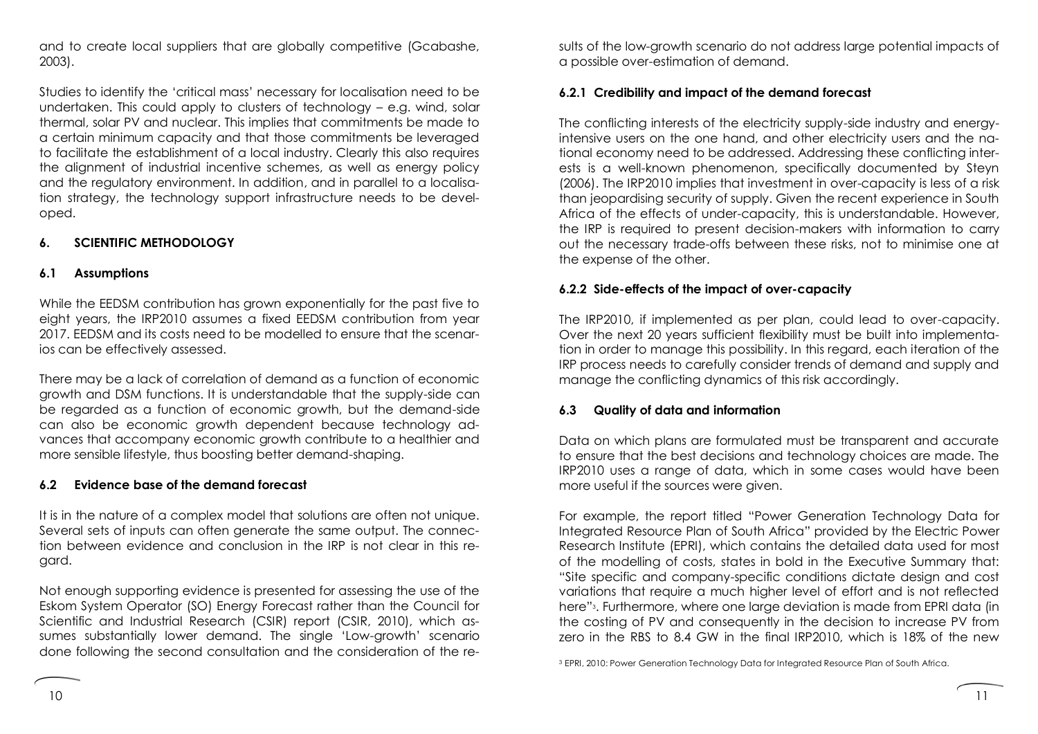and to create local suppliers that are globally competitive (Gcabashe, 2003).

Studies to identify the 'critical mass' necessary for localisation need to be undertaken. This could apply to clusters of technology – e.g. wind, solar thermal, solar PV and nuclear. This implies that commitments be made to a certain minimum capacity and that those commitments be leveraged to facilitate the establishment of a local industry. Clearly this also requires the alignment of industrial incentive schemes, as well as energy policy and the regulatory environment. In addition, and in parallel to a localisation strategy, the technology support infrastructure needs to be developed.

## 6. SCIENTIFIC METHODOLOGY

### 6.1 Assumptions

While the EEDSM contribution has grown exponentially for the past five to eight years, the IRP2010 assumes a fixed EEDSM contribution from year 2017. EEDSM and its costs need to be modelled to ensure that the scenarios can be effectively assessed.

There may be a lack of correlation of demand as a function of economic growth and DSM functions. It is understandable that the supply-side can be regarded as a function of economic growth, but the demand-side can also be economic growth dependent because technology advances that accompany economic growth contribute to a healthier and more sensible lifestyle, thus boosting better demand-shaping.

### 6.2 Evidence base of the demand forecast

It is in the nature of a complex model that solutions are often not unique. Several sets of inputs can often generate the same output. The connection between evidence and conclusion in the IRP is not clear in this regard.

Not enough supporting evidence is presented for assessing the use of the Eskom System Operator (SO) Energy Forecast rather than the Council for Scientific and Industrial Research (CSIR) report (CSIR, 2010), which assumes substantially lower demand. The single 'Low-growth' scenario done following the second consultation and the consideration of the results of the low-growth scenario do not address large potential impacts of a possible over-estimation of demand.

#### 6.2.1 Credibility and impact of the demand forecast

The conflicting interests of the electricity supply-side industry and energy-intensive users on the one hand, and other electricity users and the national economy need to be addressed. Addressing these conflicting interests is a well-known phenomenon, specifically documented by Steyn (2006). The IRP2010 implies that investment in over-capacity is less of a risk than jeopardising security of supply. Given the recent experience in South Africa of the effects of under-capacity, this is understandable. However, the IRP is required to present decision-makers with information to carry out the necessary trade-offs between these risks, not to minimise one at the expense of the other.

#### 6.2.2 Side-effects of the impact of over-capacity

The IRP2010, if implemented as per plan, could lead to over-capacity. Over the next 20 years sufficient flexibility must be built into implementation in order to manage this possibility. In this regard, each iteration of the IRP process needs to carefully consider trends of demand and supply and manage the conflicting dynamics of this risk accordingly.

### 6.3 Quality of data and information

Data on which plans are formulated must be transparent and accurate to ensure that the best decisions and technology choices are made. The IRP2010 uses a range of data, which in some cases would have been more useful if the sources were given.

For example, the report titled "Power Generation Technology Data for Integrated Resource Plan of South Africa" provided by the Electric Power Research Institute (EPRI), which contains the detailed data used for most of the modelling of costs, states in bold in the Executive Summary that: "Site specific and company-specific conditions dictate design and cost variations that require a much higher level of effort and is not reflected here"[3]. Furthermore, where one large deviation is made from EPRI data (in the costing of PV and consequently in the decision to increase PV from zero in the RBS to 8.4 GW in the final IRP2010, which is 18% of the new

[3] EPRI, 2010: Power Generation Technology Data for Integrated Resource Plan of South Africa.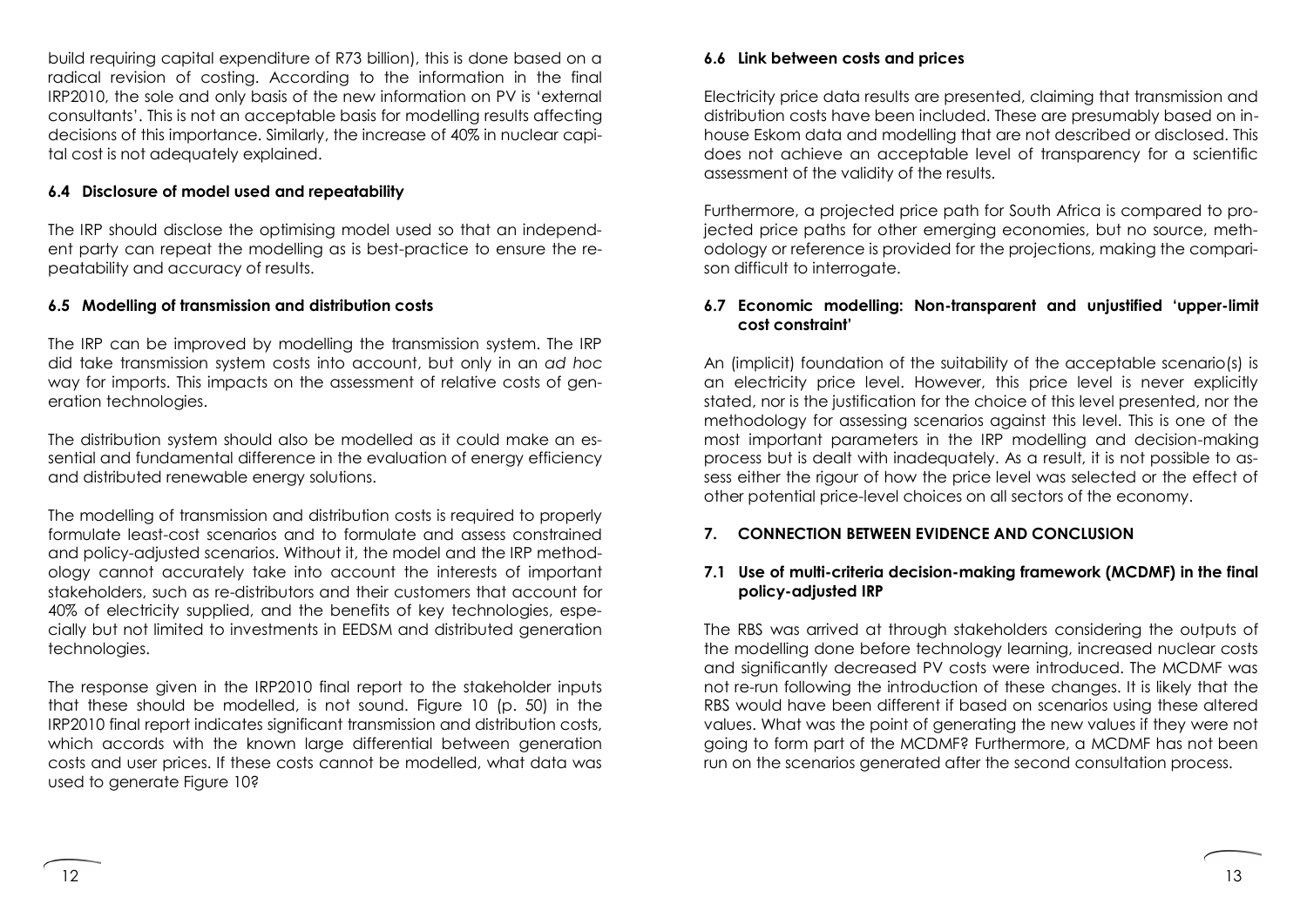build requiring capital expenditure of R73 billion), this is done based on a radical revision of costing. According to the information in the final IRP2010, the sole and only basis of the new information on PV is 'external consultants'. This is not an acceptable basis for modelling results affecting decisions of this importance. Similarly, the increase of 40% in nuclear capital cost is not adequately explained.

### 6.4 Disclosure of model used and repeatability

The IRP should disclose the optimising model used so that an independent party can repeat the modelling as is best-practice to ensure the repeatability and accuracy of results.

### 6.5 Modelling of transmission and distribution costs

The IRP can be improved by modelling the transmission system. The IRP did take transmission system costs into account, but only in an *ad hoc* way for imports. This impacts on the assessment of relative costs of generation technologies.

The distribution system should also be modelled as it could make an essential and fundamental difference in the evaluation of energy efficiency and distributed renewable energy solutions.

The modelling of transmission and distribution costs is required to properly formulate least-cost scenarios and to formulate and assess constrained and policy-adjusted scenarios. Without it, the model and the IRP methodology cannot accurately take into account the interests of important stakeholders, such as re-distributors and their customers that account for 40% of electricity supplied, and the benefits of key technologies, especially but not limited to investments in EEDSM and distributed generation technologies.

The response given in the IRP2010 final report to the stakeholder inputs that these should be modelled, is not sound. Figure 10 (p. 50) in the IRP2010 final report indicates significant transmission and distribution costs, which accords with the known large differential between generation costs and user prices. If these costs cannot be modelled, what data was used to generate Figure 10?

### 6.6 Link between costs and prices

Electricity price data results are presented, claiming that transmission and distribution costs have been included. These are presumably based on in-house Eskom data and modelling that are not described or disclosed. This does not achieve an acceptable level of transparency for a scientific assessment of the validity of the results.

Furthermore, a projected price path for South Africa is compared to projected price paths for other emerging economies, but no source, methodology or reference is provided for the projections, making the comparison difficult to interrogate.

### 6.7 Economic modelling: Non-transparent and unjustified 'upper-limit cost constraint'

An (implicit) foundation of the suitability of the acceptable scenario(s) is an electricity price level. However, this price level is never explicitly stated, nor is the justification for the choice of this level presented, nor the methodology for assessing scenarios against this level. This is one of the most important parameters in the IRP modelling and decision-making process but is dealt with inadequately. As a result, it is not possible to assess either the rigour of how the price level was selected or the effect of other potential price-level choices on all sectors of the economy.

## 7. CONNECTION BETWEEN EVIDENCE AND CONCLUSION

### 7.1 Use of multi-criteria decision-making framework (MCDMF) in the final policy-adjusted IRP

The RBS was arrived at through stakeholders considering the outputs of the modelling done before technology learning, increased nuclear costs and significantly decreased PV costs were introduced. The MCDMF was not re-run following the introduction of these changes. It is likely that the RBS would have been different if based on scenarios using these altered values. What was the point of generating the new values if they were not going to form part of the MCDMF? Furthermore, a MCDMF has not been run on the scenarios generated after the second consultation process.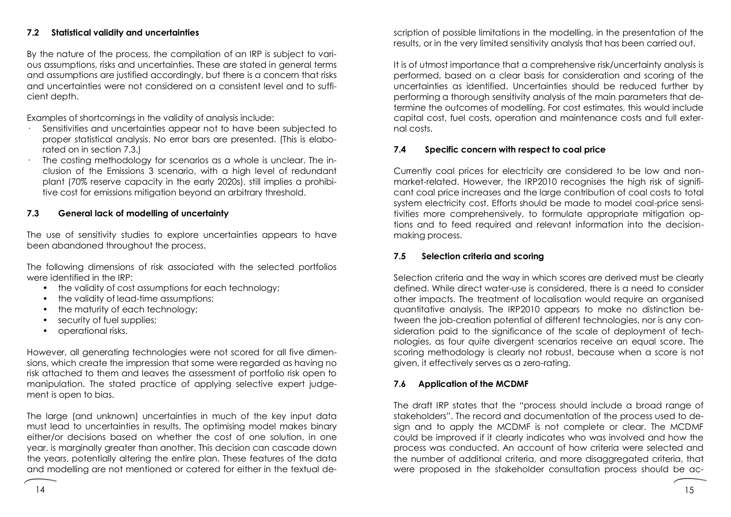### 7.2 Statistical validity and uncertainties

By the nature of the process, the compilation of an IRP is subject to various assumptions, risks and uncertainties. These are stated in general terms and assumptions are justified accordingly, but there is a concern that risks and uncertainties were not considered on a consistent level and to sufficient depth.

Examples of shortcomings in the validity of analysis include:

- Sensitivities and uncertainties appear not to have been subjected to proper statistical analysis. No error bars are presented. (This is elaborated on in section 7.3.)
- The costing methodology for scenarios as a whole is unclear. The inclusion of the Emissions 3 scenario, with a high level of redundant plant (70% reserve capacity in the early 2020s), still implies a prohibitive cost for emissions mitigation beyond an arbitrary threshold.

### 7.3 General lack of modelling of uncertainty

The use of sensitivity studies to explore uncertainties appears to have been abandoned throughout the process.

The following dimensions of risk associated with the selected portfolios were identified in the IRP:

- the validity of cost assumptions for each technology;
- the validity of lead-time assumptions;
- the maturity of each technology;
- security of fuel supplies;
- operational risks.

However, all generating technologies were not scored for all five dimensions, which create the impression that some were regarded as having no risk attached to them and leaves the assessment of portfolio risk open to manipulation. The stated practice of applying selective expert judgement is open to bias.

The large (and unknown) uncertainties in much of the key input data must lead to uncertainties in results. The optimising model makes binary either/or decisions based on whether the cost of one solution, in one year, is marginally greater than another. This decision can cascade down the years, potentially altering the entire plan. These features of the data and modelling are not mentioned or catered for either in the textual description of possible limitations in the modelling, in the presentation of the results, or in the very limited sensitivity analysis that has been carried out.

It is of utmost importance that a comprehensive risk/uncertainty analysis is performed, based on a clear basis for consideration and scoring of the uncertainties as identified. Uncertainties should be reduced further by performing a thorough sensitivity analysis of the main parameters that determine the outcomes of modelling. For cost estimates, this would include capital cost, fuel costs, operation and maintenance costs and full external costs.

### 7.4 Specific concern with respect to coal price

Currently coal prices for electricity are considered to be low and non-market-related. However, the IRP2010 recognises the high risk of significant coal price increases and the large contribution of coal costs to total system electricity cost. Efforts should be made to model coal-price sensitivities more comprehensively, to formulate appropriate mitigation options and to feed required and relevant information into the decision-making process.

### 7.5 Selection criteria and scoring

Selection criteria and the way in which scores are derived must be clearly defined. While direct water-use is considered, there is a need to consider other impacts. The treatment of localisation would require an organised quantitative analysis. The IRP2010 appears to make no distinction between the job-creation potential of different technologies, nor is any consideration paid to the significance of the scale of deployment of technologies, as four quite divergent scenarios receive an equal score. The scoring methodology is clearly not robust, because when a score is not given, it effectively serves as a zero-rating.

### 7.6 Application of the MCDMF

The draft IRP states that the "process should include a broad range of stakeholders". The record and documentation of the process used to design and to apply the MCDMF is not complete or clear. The MCDMF could be improved if it clearly indicates who was involved and how the process was conducted. An account of how criteria were selected and the number of additional criteria, and more disaggregated criteria, that were proposed in the stakeholder consultation process should be ac-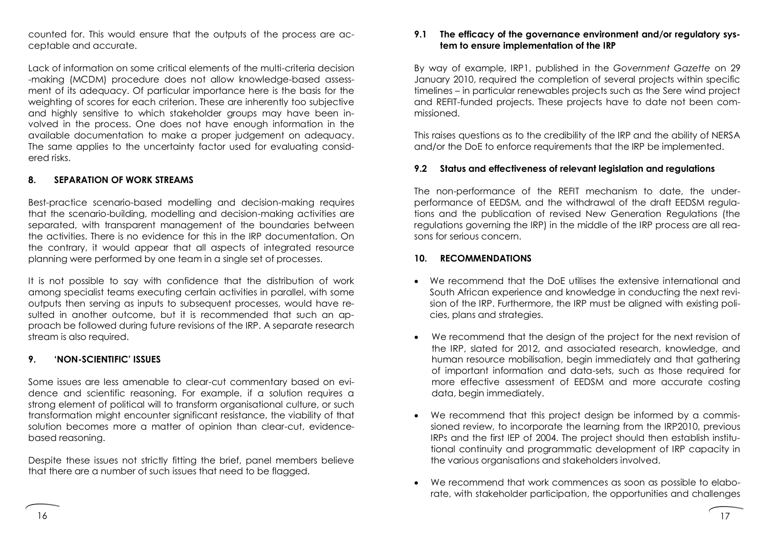counted for. This would ensure that the outputs of the process are acceptable and accurate.

Lack of information on some critical elements of the multi-criteria decision-making (MCDM) procedure does not allow knowledge-based assessment of its adequacy. Of particular importance here is the basis for the weighting of scores for each criterion. These are inherently too subjective and highly sensitive to which stakeholder groups may have been involved in the process. One does not have enough information in the available documentation to make a proper judgement on adequacy. The same applies to the uncertainty factor used for evaluating considered risks.

## 8. SEPARATION OF WORK STREAMS

Best-practice scenario-based modelling and decision-making requires that the scenario-building, modelling and decision-making activities are separated, with transparent management of the boundaries between the activities. There is no evidence for this in the IRP documentation. On the contrary, it would appear that all aspects of integrated resource planning were performed by one team in a single set of processes.

It is not possible to say with confidence that the distribution of work among specialist teams executing certain activities in parallel, with some outputs then serving as inputs to subsequent processes, would have resulted in another outcome, but it is recommended that such an approach be followed during future revisions of the IRP. A separate research stream is also required.

## 9. 'NON-SCIENTIFIC' ISSUES

Some issues are less amenable to clear-cut commentary based on evidence and scientific reasoning. For example, if a solution requires a strong element of political will to transform organisational culture, or such transformation might encounter significant resistance, the viability of that solution becomes more a matter of opinion than clear-cut, evidence-based reasoning.

Despite these issues not strictly fitting the brief, panel members believe that there are a number of such issues that need to be flagged.

### 9.1 The efficacy of the governance environment and/or regulatory system to ensure implementation of the IRP

By way of example, IRP1, published in the *Government Gazette* on 29 January 2010, required the completion of several projects within specific timelines – in particular renewables projects such as the Sere wind project and REFIT-funded projects. These projects have to date not been commissioned.

This raises questions as to the credibility of the IRP and the ability of NERSA and/or the DoE to enforce requirements that the IRP be implemented.

### 9.2 Status and effectiveness of relevant legislation and regulations

The non-performance of the REFIT mechanism to date, the under-performance of EEDSM, and the withdrawal of the draft EEDSM regulations and the publication of revised New Generation Regulations (the regulations governing the IRP) in the middle of the IRP process are all reasons for serious concern.

## 10. RECOMMENDATIONS

- We recommend that the DoE utilises the extensive international and South African experience and knowledge in conducting the next revision of the IRP. Furthermore, the IRP must be aligned with existing policies, plans and strategies.
- We recommend that the design of the project for the next revision of the IRP, slated for 2012, and associated research, knowledge, and human resource mobilisation, begin immediately and that gathering of important information and data-sets, such as those required for more effective assessment of EEDSM and more accurate costing data, begin immediately.
- We recommend that this project design be informed by a commissioned review, to incorporate the learning from the IRP2010, previous IRPs and the first IEP of 2004. The project should then establish institutional continuity and programmatic development of IRP capacity in the various organisations and stakeholders involved.
- We recommend that work commences as soon as possible to elaborate, with stakeholder participation, the opportunities and challenges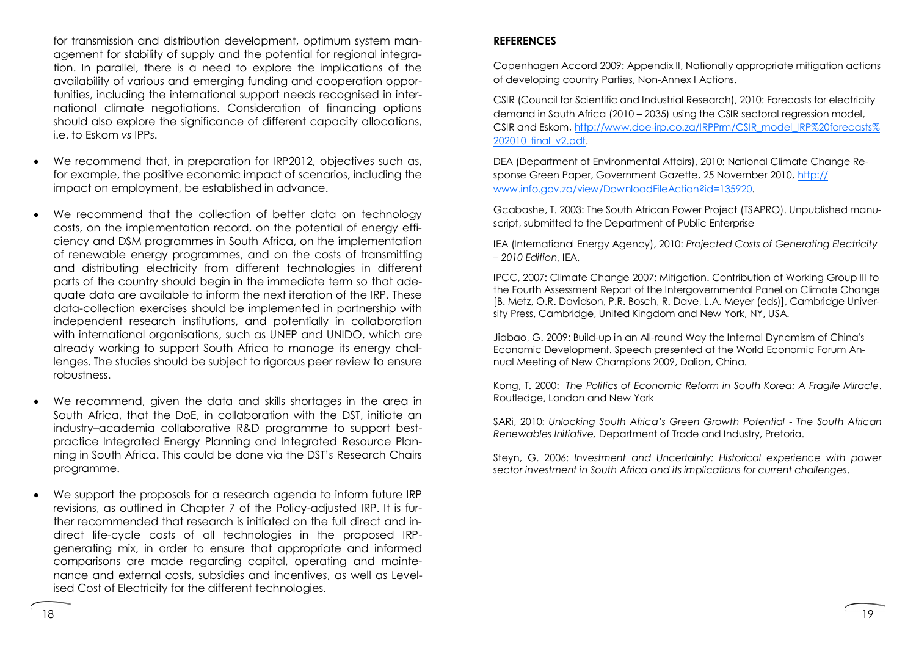for transmission and distribution development, optimum system management for stability of supply and the potential for regional integration. In parallel, there is a need to explore the implications of the availability of various and emerging funding and cooperation opportunities, including the international support needs recognised in international climate negotiations. Consideration of financing options should also explore the significance of different capacity allocations, i.e. to Eskom *vs* IPPs.

- We recommend that, in preparation for IRP2012, objectives such as, for example, the positive economic impact of scenarios, including the impact on employment, be established in advance.
- We recommend that the collection of better data on technology costs, on the implementation record, on the potential of energy efficiency and DSM programmes in South Africa, on the implementation of renewable energy programmes, and on the costs of transmitting and distributing electricity from different technologies in different parts of the country should begin in the immediate term so that adequate data are available to inform the next iteration of the IRP. These data-collection exercises should be implemented in partnership with independent research institutions, and potentially in collaboration with international organisations, such as UNEP and UNIDO, which are already working to support South Africa to manage its energy challenges. The studies should be subject to rigorous peer review to ensure robustness.
- We recommend, given the data and skills shortages in the area in South Africa, that the DoE, in collaboration with the DST, initiate an industry–academia collaborative R&D programme to support best-practice Integrated Energy Planning and Integrated Resource Planning in South Africa. This could be done via the DST's Research Chairs programme.
- We support the proposals for a research agenda to inform future IRP revisions, as outlined in Chapter 7 of the Policy-adjusted IRP. It is further recommended that research is initiated on the full direct and indirect life-cycle costs of all technologies in the proposed IRP-generating mix, in order to ensure that appropriate and informed comparisons are made regarding capital, operating and maintenance and external costs, subsidies and incentives, as well as Levelised Cost of Electricity for the different technologies.

**REFERENCES**

Copenhagen Accord 2009: Appendix II, Nationally appropriate mitigation actions of developing country Parties, Non-Annex I Actions.

CSIR (Council for Scientific and Industrial Research), 2010: Forecasts for electricity demand in South Africa (2010 – 2035) using the CSIR sectoral regression model, CSIR and Eskom, http://www.doe-irp.co.za/IRPPrm/CSIR_model_IRP%20forecasts%202010_final_v2.pdf.

DEA (Department of Environmental Affairs), 2010: National Climate Change Response Green Paper, Government Gazette, 25 November 2010, http://www.info.gov.za/view/DownloadFileAction?id=135920.

Gcabashe, T. 2003: The South African Power Project (TSAPRO). Unpublished manuscript, submitted to the Department of Public Enterprise

IEA (International Energy Agency), 2010: *Projected Costs of Generating Electricity – 2010 Edition*, IEA,

IPCC, 2007: Climate Change 2007: Mitigation. Contribution of Working Group III to the Fourth Assessment Report of the Intergovernmental Panel on Climate Change [B. Metz, O.R. Davidson, P.R. Bosch, R. Dave, L.A. Meyer (eds)], Cambridge University Press, Cambridge, United Kingdom and New York, NY, USA.

Jiabao, G. 2009: Build-up in an All-round Way the Internal Dynamism of China's Economic Development. Speech presented at the World Economic Forum Annual Meeting of New Champions 2009, Dalion, China.

Kong, T. 2000: *The Politics of Economic Reform in South Korea: A Fragile Miracle*. Routledge, London and New York

SARi, 2010: *Unlocking South Africa's Green Growth Potential - The South African Renewables Initiative,* Department of Trade and Industry, Pretoria.

Steyn, G. 2006: *Investment and Uncertainty: Historical experience with power sector investment in South Africa and its implications for current challenges*.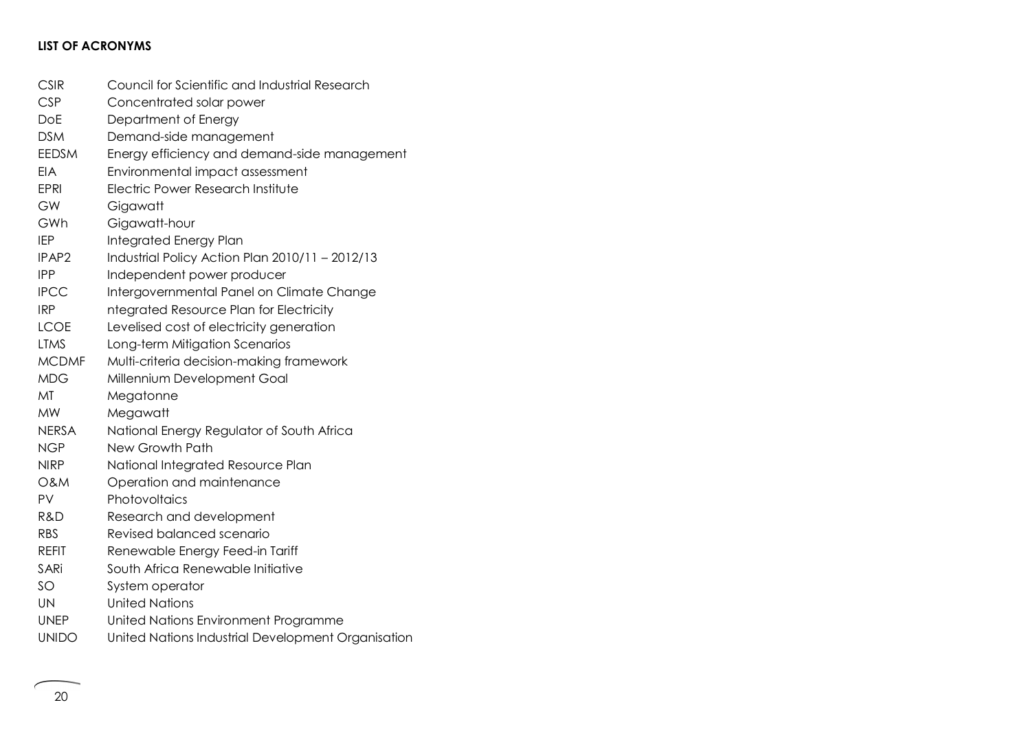**LIST OF ACRONYMS**

| | |
|---|---|
| CSIR | Council for Scientific and Industrial Research |
| CSP | Concentrated solar power |
| DoE | Department of Energy |
| DSM | Demand-side management |
| EEDSM | Energy efficiency and demand-side management |
| EIA | Environmental impact assessment |
| EPRI | Electric Power Research Institute |
| GW | Gigawatt |
| GWh | Gigawatt-hour |
| IEP | Integrated Energy Plan |
| IPAP2 | Industrial Policy Action Plan 2010/11 – 2012/13 |
| IPP | Independent power producer |
| IPCC | Intergovernmental Panel on Climate Change |
| IRP | ntegrated Resource Plan for Electricity |
| LCOE | Levelised cost of electricity generation |
| LTMS | Long-term Mitigation Scenarios |
| MCDMF | Multi-criteria decision-making framework |
| MDG | Millennium Development Goal |
| MT | Megatonne |
| MW | Megawatt |
| NERSA | National Energy Regulator of South Africa |
| NGP | New Growth Path |
| NIRP | National Integrated Resource Plan |
| O&M | Operation and maintenance |
| PV | Photovoltaics |
| R&D | Research and development |
| RBS | Revised balanced scenario |
| REFIT | Renewable Energy Feed-in Tariff |
| SARi | South Africa Renewable Initiative |
| SO | System operator |
| UN | United Nations |
| UNEP | United Nations Environment Programme |
| UNIDO | United Nations Industrial Development Organisation |